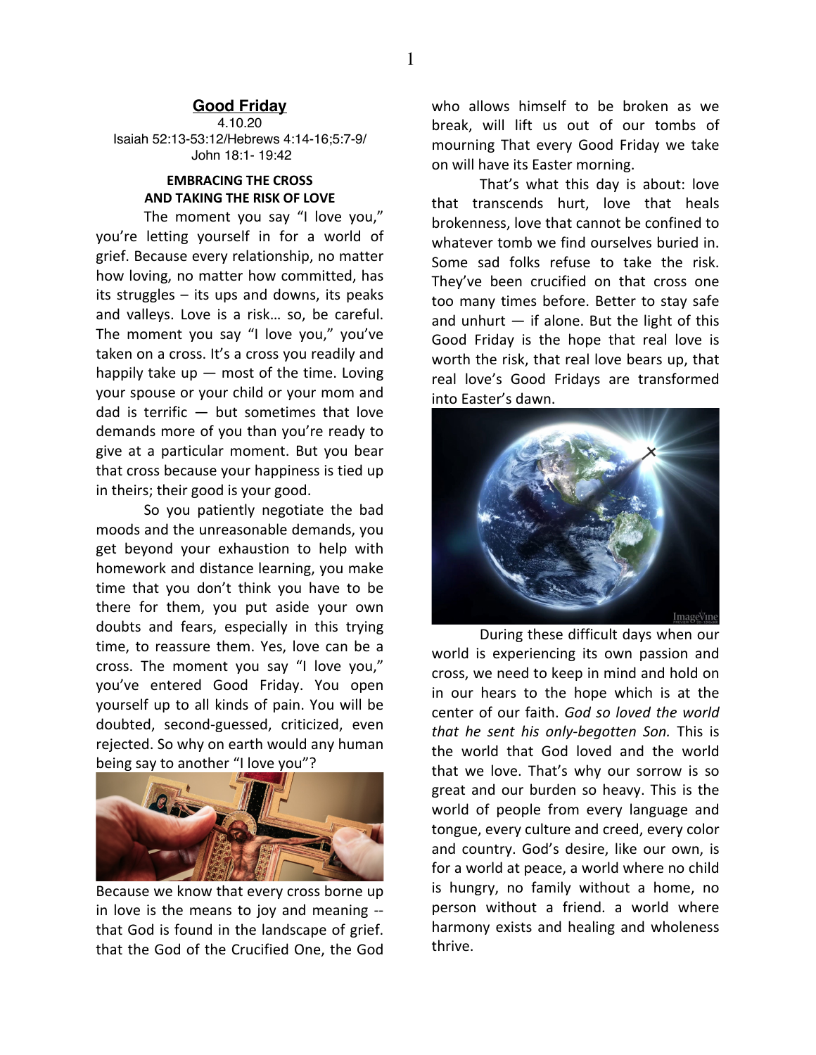# Good Friday

4.10.20
Isaiah 52:13-53:12/Hebrews 4:14-16;5:7-9/
John 18:1- 19:42

**EMBRACING THE CROSS
AND TAKING THE RISK OF LOVE**

The moment you say "I love you," you're letting yourself in for a world of grief. Because every relationship, no matter how loving, no matter how committed, has its struggles – its ups and downs, its peaks and valleys. Love is a risk… so, be careful. The moment you say "I love you," you've taken on a cross. It's a cross you readily and happily take up — most of the time. Loving your spouse or your child or your mom and dad is terrific — but sometimes that love demands more of you than you're ready to give at a particular moment. But you bear that cross because your happiness is tied up in theirs; their good is your good.

So you patiently negotiate the bad moods and the unreasonable demands, you get beyond your exhaustion to help with homework and distance learning, you make time that you don't think you have to be there for them, you put aside your own doubts and fears, especially in this trying time, to reassure them. Yes, love can be a cross. The moment you say "I love you," you've entered Good Friday. You open yourself up to all kinds of pain. You will be doubted, second-guessed, criticized, even rejected. So why on earth would any human being say to another "I love you"?

Because we know that every cross borne up in love is the means to joy and meaning -- that God is found in the landscape of grief. that the God of the Crucified One, the God who allows himself to be broken as we break, will lift us out of our tombs of mourning That every Good Friday we take on will have its Easter morning.

That's what this day is about: love that transcends hurt, love that heals brokenness, love that cannot be confined to whatever tomb we find ourselves buried in. Some sad folks refuse to take the risk. They've been crucified on that cross one too many times before. Better to stay safe and unhurt — if alone. But the light of this Good Friday is the hope that real love is worth the risk, that real love bears up, that real love's Good Fridays are transformed into Easter's dawn.

During these difficult days when our world is experiencing its own passion and cross, we need to keep in mind and hold on in our hears to the hope which is at the center of our faith. *God so loved the world that he sent his only-begotten Son.* This is the world that God loved and the world that we love. That's why our sorrow is so great and our burden so heavy. This is the world of people from every language and tongue, every culture and creed, every color and country. God's desire, like our own, is for a world at peace, a world where no child is hungry, no family without a home, no person without a friend. a world where harmony exists and healing and wholeness thrive.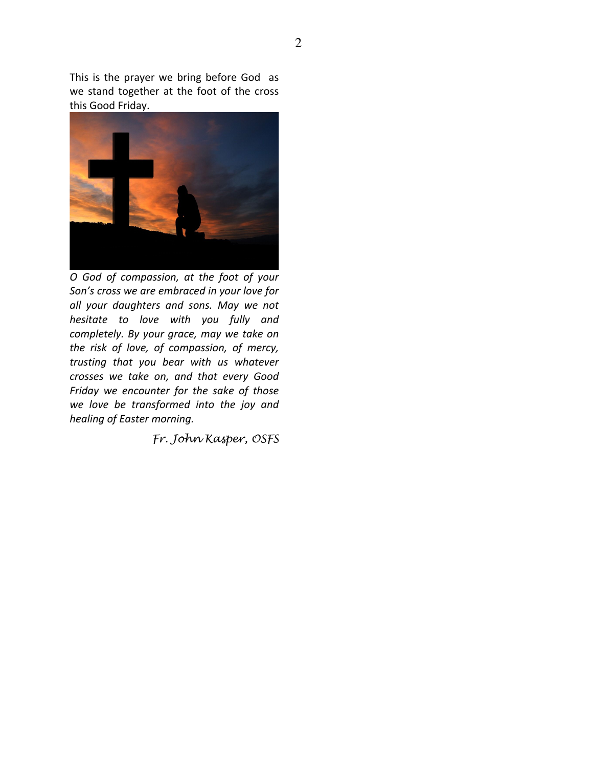This is the prayer we bring before God as we stand together at the foot of the cross this Good Friday.

*O God of compassion, at the foot of your Son's cross we are embraced in your love for all your daughters and sons. May we not hesitate to love with you fully and completely. By your grace, may we take on the risk of love, of compassion, of mercy, trusting that you bear with us whatever crosses we take on, and that every Good Friday we encounter for the sake of those we love be transformed into the joy and healing of Easter morning.*

*Fr. John Kasper, OSFS*